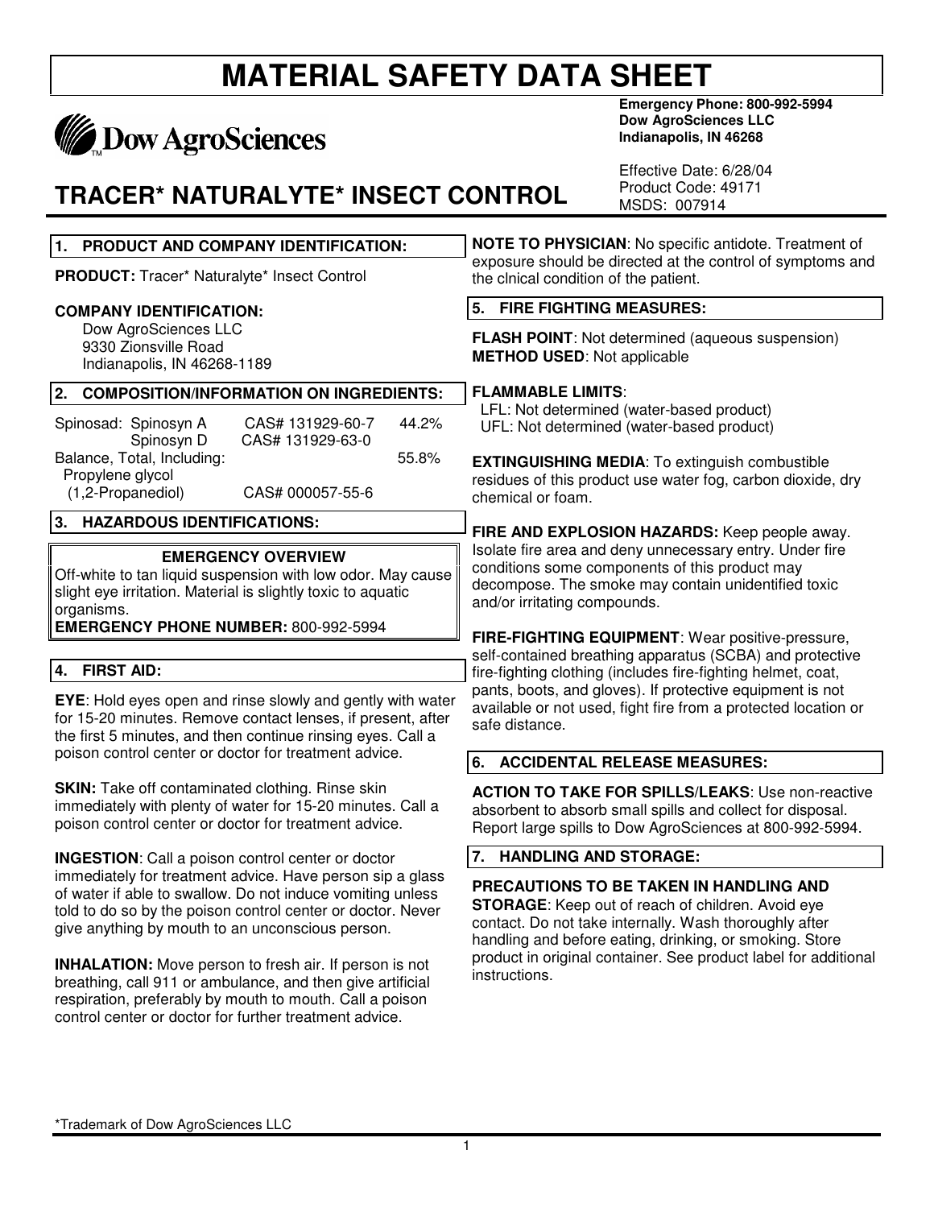# MATERIAL SAFETY DATA SHEET

Dow AgroSciences

**Emergency Phone: 800-992-5994**
**Dow AgroSciences LLC**
**Indianapolis, IN 46268**

Effective Date: 6/28/04
Product Code: 49171
MSDS: 007914

## TRACER* NATURALYTE* INSECT CONTROL

### 1. PRODUCT AND COMPANY IDENTIFICATION:

**PRODUCT:** Tracer* Naturalyte* Insect Control

**COMPANY IDENTIFICATION:**
Dow AgroSciences LLC
9330 Zionsville Road
Indianapolis, IN 46268-1189

### 2. COMPOSITION/INFORMATION ON INGREDIENTS:

| | | |
|---|---|---|
| Spinosad: Spinosyn A | CAS# 131929-60-7 | 44.2% |
| Spinosyn D | CAS# 131929-63-0 | |
| Balance, Total, Including: | | 55.8% |
| Propylene glycol (1,2-Propanediol) | CAS# 000057-55-6 | |

### 3. HAZARDOUS IDENTIFICATIONS:

**EMERGENCY OVERVIEW**

Off-white to tan liquid suspension with low odor. May cause slight eye irritation. Material is slightly toxic to aquatic organisms.

**EMERGENCY PHONE NUMBER:** 800-992-5994

### 4. FIRST AID:

**EYE**: Hold eyes open and rinse slowly and gently with water for 15-20 minutes. Remove contact lenses, if present, after the first 5 minutes, and then continue rinsing eyes. Call a poison control center or doctor for treatment advice.

**SKIN:** Take off contaminated clothing. Rinse skin immediately with plenty of water for 15-20 minutes. Call a poison control center or doctor for treatment advice.

**INGESTION**: Call a poison control center or doctor immediately for treatment advice. Have person sip a glass of water if able to swallow. Do not induce vomiting unless told to do so by the poison control center or doctor. Never give anything by mouth to an unconscious person.

**INHALATION:** Move person to fresh air. If person is not breathing, call 911 or ambulance, and then give artificial respiration, preferably by mouth to mouth. Call a poison control center or doctor for further treatment advice.

**NOTE TO PHYSICIAN**: No specific antidote. Treatment of exposure should be directed at the control of symptoms and the clnical condition of the patient.

### 5. FIRE FIGHTING MEASURES:

**FLASH POINT**: Not determined (aqueous suspension)
**METHOD USED**: Not applicable

**FLAMMABLE LIMITS**:
LFL: Not determined (water-based product)
UFL: Not determined (water-based product)

**EXTINGUISHING MEDIA**: To extinguish combustible residues of this product use water fog, carbon dioxide, dry chemical or foam.

**FIRE AND EXPLOSION HAZARDS:** Keep people away. Isolate fire area and deny unnecessary entry. Under fire conditions some components of this product may decompose. The smoke may contain unidentified toxic and/or irritating compounds.

**FIRE-FIGHTING EQUIPMENT**: Wear positive-pressure, self-contained breathing apparatus (SCBA) and protective fire-fighting clothing (includes fire-fighting helmet, coat, pants, boots, and gloves). If protective equipment is not available or not used, fight fire from a protected location or safe distance.

### 6. ACCIDENTAL RELEASE MEASURES:

**ACTION TO TAKE FOR SPILLS/LEAKS**: Use non-reactive absorbent to absorb small spills and collect for disposal. Report large spills to Dow AgroSciences at 800-992-5994.

### 7. HANDLING AND STORAGE:

**PRECAUTIONS TO BE TAKEN IN HANDLING AND STORAGE**: Keep out of reach of children. Avoid eye contact. Do not take internally. Wash thoroughly after handling and before eating, drinking, or smoking. Store product in original container. See product label for additional instructions.

*Trademark of Dow AgroSciences LLC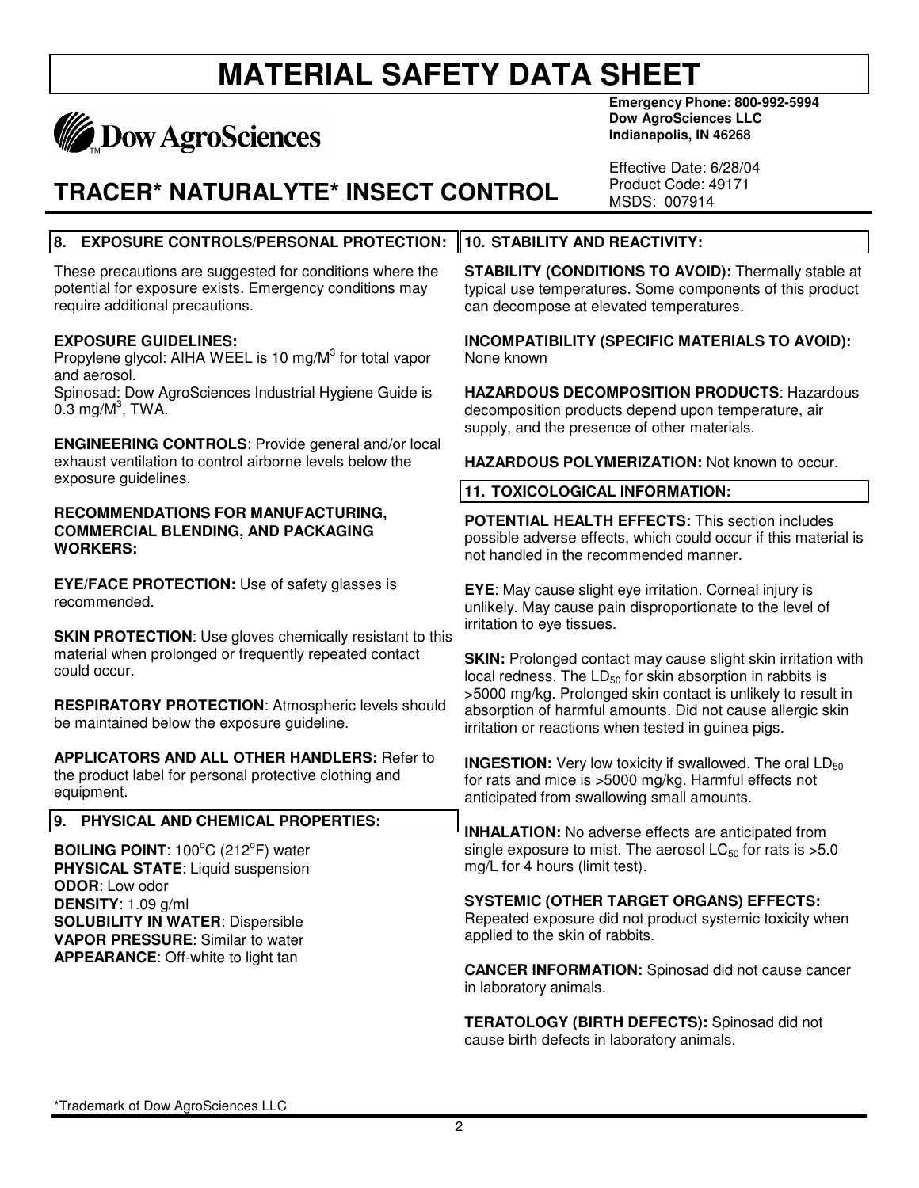# MATERIAL SAFETY DATA SHEET

**Emergency Phone: 800-992-5994**
**Dow AgroSciences LLC**
**Indianapolis, IN 46268**

Effective Date: 6/28/04
Product Code: 49171
MSDS: 007914

## TRACER* NATURALYTE* INSECT CONTROL

### 8. EXPOSURE CONTROLS/PERSONAL PROTECTION:

These precautions are suggested for conditions where the potential for exposure exists. Emergency conditions may require additional precautions.

**EXPOSURE GUIDELINES:**
Propylene glycol: AIHA WEEL is 10 $mg/M^3$ for total vapor and aerosol.
Spinosad: Dow AgroSciences Industrial Hygiene Guide is 0.3 $mg/M^3$, TWA.

**ENGINEERING CONTROLS**: Provide general and/or local exhaust ventilation to control airborne levels below the exposure guidelines.

**RECOMMENDATIONS FOR MANUFACTURING, COMMERCIAL BLENDING, AND PACKAGING WORKERS:**

**EYE/FACE PROTECTION:** Use of safety glasses is recommended.

**SKIN PROTECTION**: Use gloves chemically resistant to this material when prolonged or frequently repeated contact could occur.

**RESPIRATORY PROTECTION**: Atmospheric levels should be maintained below the exposure guideline.

**APPLICATORS AND ALL OTHER HANDLERS:** Refer to the product label for personal protective clothing and equipment.

### 9. PHYSICAL AND CHEMICAL PROPERTIES:

**BOILING POINT**: 100°C (212°F) water
**PHYSICAL STATE**: Liquid suspension
**ODOR**: Low odor
**DENSITY**: 1.09 g/ml
**SOLUBILITY IN WATER**: Dispersible
**VAPOR PRESSURE**: Similar to water
**APPEARANCE**: Off-white to light tan

### 10. STABILITY AND REACTIVITY:

**STABILITY (CONDITIONS TO AVOID):** Thermally stable at typical use temperatures. Some components of this product can decompose at elevated temperatures.

**INCOMPATIBILITY (SPECIFIC MATERIALS TO AVOID):** None known

**HAZARDOUS DECOMPOSITION PRODUCTS**: Hazardous decomposition products depend upon temperature, air supply, and the presence of other materials.

**HAZARDOUS POLYMERIZATION:** Not known to occur.

### 11. TOXICOLOGICAL INFORMATION:

**POTENTIAL HEALTH EFFECTS:** This section includes possible adverse effects, which could occur if this material is not handled in the recommended manner.

**EYE**: May cause slight eye irritation. Corneal injury is unlikely. May cause pain disproportionate to the level of irritation to eye tissues.

**SKIN:** Prolonged contact may cause slight skin irritation with local redness. The $LD_{50}$ for skin absorption in rabbits is >5000 mg/kg. Prolonged skin contact is unlikely to result in absorption of harmful amounts. Did not cause allergic skin irritation or reactions when tested in guinea pigs.

**INGESTION:** Very low toxicity if swallowed. The oral $LD_{50}$ for rats and mice is >5000 mg/kg. Harmful effects not anticipated from swallowing small amounts.

**INHALATION:** No adverse effects are anticipated from single exposure to mist. The aerosol $LC_{50}$ for rats is >5.0 mg/L for 4 hours (limit test).

**SYSTEMIC (OTHER TARGET ORGANS) EFFECTS:** Repeated exposure did not product systemic toxicity when applied to the skin of rabbits.

**CANCER INFORMATION:** Spinosad did not cause cancer in laboratory animals.

**TERATOLOGY (BIRTH DEFECTS):** Spinosad did not cause birth defects in laboratory animals.

*Trademark of Dow AgroSciences LLC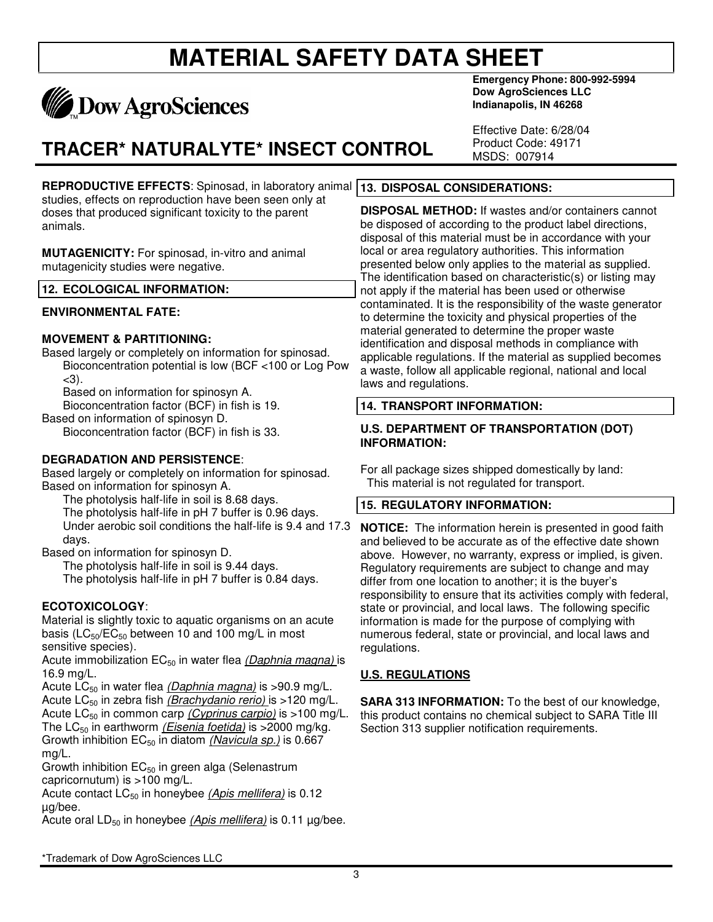**REPRODUCTIVE EFFECTS**: Spinosad, in laboratory animal studies, effects on reproduction have been seen only at doses that produced significant toxicity to the parent animals.

**MUTAGENICITY:** For spinosad, in-vitro and animal mutagenicity studies were negative.

## 12. ECOLOGICAL INFORMATION:

**ENVIRONMENTAL FATE:**

**MOVEMENT & PARTITIONING:**

Based largely or completely on information for spinosad.
Bioconcentration potential is low (BCF <100 or Log Pow <3).
Based on information for spinosyn A.
Bioconcentration factor (BCF) in fish is 19.
Based on information of spinosyn D.
Bioconcentration factor (BCF) in fish is 33.

**DEGRADATION AND PERSISTENCE**:

Based largely or completely on information for spinosad.
Based on information for spinosyn A.
The photolysis half-life in soil is 8.68 days.
The photolysis half-life in pH 7 buffer is 0.96 days.
Under aerobic soil conditions the half-life is 9.4 and 17.3 days.
Based on information for spinosyn D.
The photolysis half-life in soil is 9.44 days.
The photolysis half-life in pH 7 buffer is 0.84 days.

**ECOTOXICOLOGY**:

Material is slightly toxic to aquatic organisms on an acute basis ($LC_{50}$/$EC_{50}$ between 10 and 100 mg/L in most sensitive species).
Acute immobilization $EC_{50}$ in water flea *(Daphnia magna)* is 16.9 mg/L.
Acute $LC_{50}$ in water flea *(Daphnia magna)* is >90.9 mg/L.
Acute $LC_{50}$ in zebra fish *(Brachydanio rerio)* is >120 mg/L.
Acute $LC_{50}$ in common carp *(Cyprinus carpio)* is >100 mg/L.
The $LC_{50}$ in earthworm *(Eisenia foetida)* is >2000 mg/kg.
Growth inhibition $EC_{50}$ in diatom *(Navicula sp.)* is 0.667 mg/L.
Growth inhibition $EC_{50}$ in green alga (Selenastrum capricornutum) is >100 mg/L.
Acute contact $LC_{50}$ in honeybee *(Apis mellifera)* is 0.12 µg/bee.
Acute oral $LD_{50}$ in honeybee *(Apis mellifera)* is 0.11 µg/bee.

## 13. DISPOSAL CONSIDERATIONS:

**DISPOSAL METHOD:** If wastes and/or containers cannot be disposed of according to the product label directions, disposal of this material must be in accordance with your local or area regulatory authorities. This information presented below only applies to the material as supplied. The identification based on characteristic(s) or listing may not apply if the material has been used or otherwise contaminated. It is the responsibility of the waste generator to determine the toxicity and physical properties of the material generated to determine the proper waste identification and disposal methods in compliance with applicable regulations. If the material as supplied becomes a waste, follow all applicable regional, national and local laws and regulations.

## 14. TRANSPORT INFORMATION:

**U.S. DEPARTMENT OF TRANSPORTATION (DOT) INFORMATION:**

For all package sizes shipped domestically by land:
This material is not regulated for transport.

## 15. REGULATORY INFORMATION:

**NOTICE:** The information herein is presented in good faith and believed to be accurate as of the effective date shown above. However, no warranty, express or implied, is given. Regulatory requirements are subject to change and may differ from one location to another; it is the buyer's responsibility to ensure that its activities comply with federal, state or provincial, and local laws. The following specific information is made for the purpose of complying with numerous federal, state or provincial, and local laws and regulations.

**U.S. REGULATIONS**

**SARA 313 INFORMATION:** To the best of our knowledge, this product contains no chemical subject to SARA Title III Section 313 supplier notification requirements.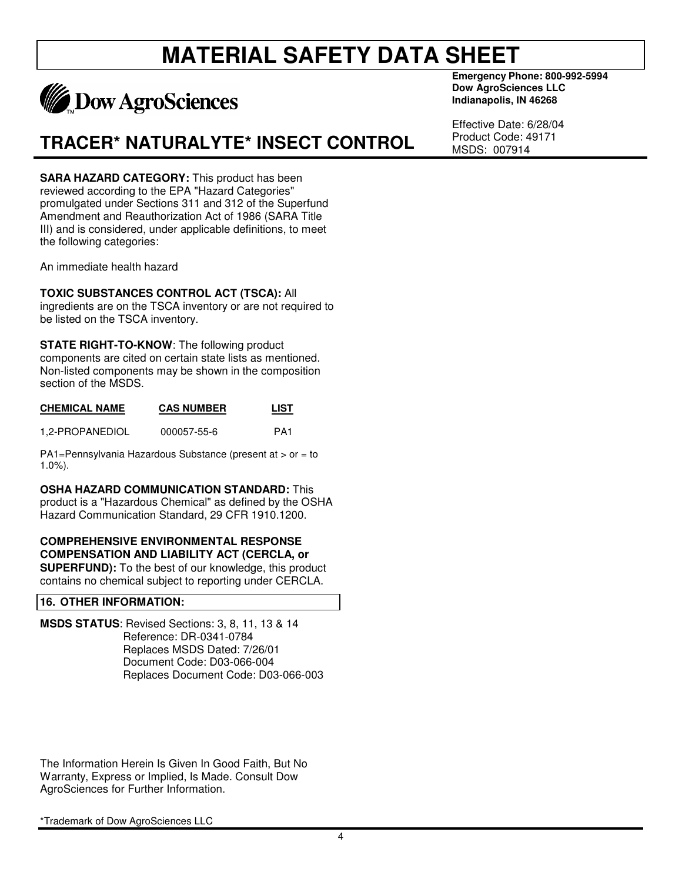# MATERIAL SAFETY DATA SHEET

**Emergency Phone: 800-992-5994**
**Dow AgroSciences LLC**
**Indianapolis, IN 46268**

Effective Date: 6/28/04
Product Code: 49171
MSDS: 007914

## TRACER* NATURALYTE* INSECT CONTROL

**SARA HAZARD CATEGORY:** This product has been reviewed according to the EPA "Hazard Categories" promulgated under Sections 311 and 312 of the Superfund Amendment and Reauthorization Act of 1986 (SARA Title III) and is considered, under applicable definitions, to meet the following categories:

An immediate health hazard

**TOXIC SUBSTANCES CONTROL ACT (TSCA):** All ingredients are on the TSCA inventory or are not required to be listed on the TSCA inventory.

**STATE RIGHT-TO-KNOW**: The following product components are cited on certain state lists as mentioned. Non-listed components may be shown in the composition section of the MSDS.

| CHEMICAL NAME | CAS NUMBER | LIST |
|---|---|---|
| 1,2-PROPANEDIOL | 000057-55-6 | PA1 |

PA1=Pennsylvania Hazardous Substance (present at > or = to 1.0%).

**OSHA HAZARD COMMUNICATION STANDARD:** This product is a "Hazardous Chemical" as defined by the OSHA Hazard Communication Standard, 29 CFR 1910.1200.

**COMPREHENSIVE ENVIRONMENTAL RESPONSE COMPENSATION AND LIABILITY ACT (CERCLA, or SUPERFUND):** To the best of our knowledge, this product contains no chemical subject to reporting under CERCLA.

### 16. OTHER INFORMATION:

**MSDS STATUS**: Revised Sections: 3, 8, 11, 13 & 14
Reference: DR-0341-0784
Replaces MSDS Dated: 7/26/01
Document Code: D03-066-004
Replaces Document Code: D03-066-003

The Information Herein Is Given In Good Faith, But No Warranty, Express or Implied, Is Made. Consult Dow AgroSciences for Further Information.

*Trademark of Dow AgroSciences LLC